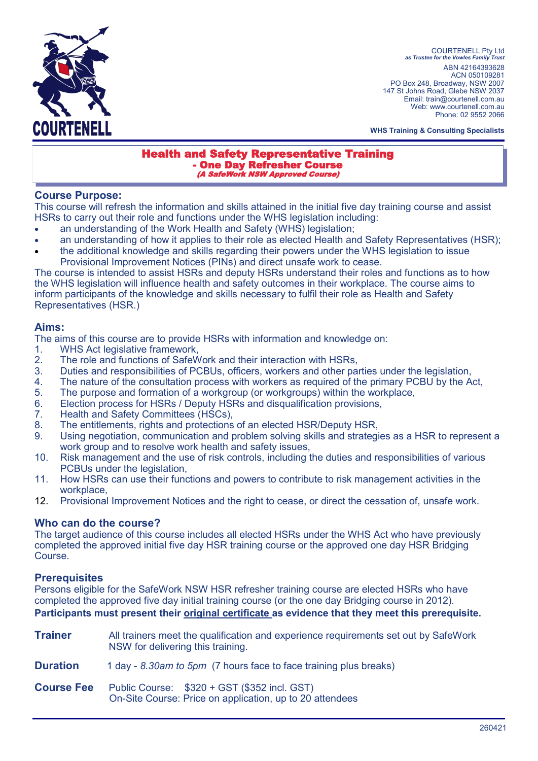COURTENELL

COURTENELL Pty Ltd
*as Trustee for the Vowles Family Trust*
ABN 42164393628
ACN 050109281
PO Box 248, Broadway, NSW 2007
147 St Johns Road, Glebe NSW 2037
Email: train@courtenell.com.au
Web: www.courtenell.com.au
Phone: 02 9552 2066

**WHS Training & Consulting Specialists**

# Health and Safety Representative Training
## - One Day Refresher Course
***(A SafeWork NSW Approved Course)***

### Course Purpose:

This course will refresh the information and skills attained in the initial five day training course and assist HSRs to carry out their role and functions under the WHS legislation including:

- an understanding of the Work Health and Safety (WHS) legislation;
- an understanding of how it applies to their role as elected Health and Safety Representatives (HSR);
- the additional knowledge and skills regarding their powers under the WHS legislation to issue Provisional Improvement Notices (PINs) and direct unsafe work to cease.

The course is intended to assist HSRs and deputy HSRs understand their roles and functions as to how the WHS legislation will influence health and safety outcomes in their workplace. The course aims to inform participants of the knowledge and skills necessary to fulfil their role as Health and Safety Representatives (HSR.)

### Aims:

The aims of this course are to provide HSRs with information and knowledge on:

1. WHS Act legislative framework,
2. The role and functions of SafeWork and their interaction with HSRs,
3. Duties and responsibilities of PCBUs, officers, workers and other parties under the legislation,
4. The nature of the consultation process with workers as required of the primary PCBU by the Act,
5. The purpose and formation of a workgroup (or workgroups) within the workplace,
6. Election process for HSRs / Deputy HSRs and disqualification provisions,
7. Health and Safety Committees (HSCs),
8. The entitlements, rights and protections of an elected HSR/Deputy HSR,
9. Using negotiation, communication and problem solving skills and strategies as a HSR to represent a work group and to resolve work health and safety issues,
10. Risk management and the use of risk controls, including the duties and responsibilities of various PCBUs under the legislation,
11. How HSRs can use their functions and powers to contribute to risk management activities in the workplace,
12. Provisional Improvement Notices and the right to cease, or direct the cessation of, unsafe work.

### Who can do the course?

The target audience of this course includes all elected HSRs under the WHS Act who have previously completed the approved initial five day HSR training course or the approved one day HSR Bridging Course.

### Prerequisites

Persons eligible for the SafeWork NSW HSR refresher training course are elected HSRs who have completed the approved five day initial training course (or the one day Bridging course in 2012).

**Participants must present their original certificate as evidence that they meet this prerequisite.**

**Trainer** All trainers meet the qualification and experience requirements set out by SafeWork NSW for delivering this training.

**Duration** 1 day - *8.30am to 5pm* (7 hours face to face training plus breaks)

**Course Fee** Public Course: $320 + GST ($352 incl. GST)
On-Site Course: Price on application, up to 20 attendees

260421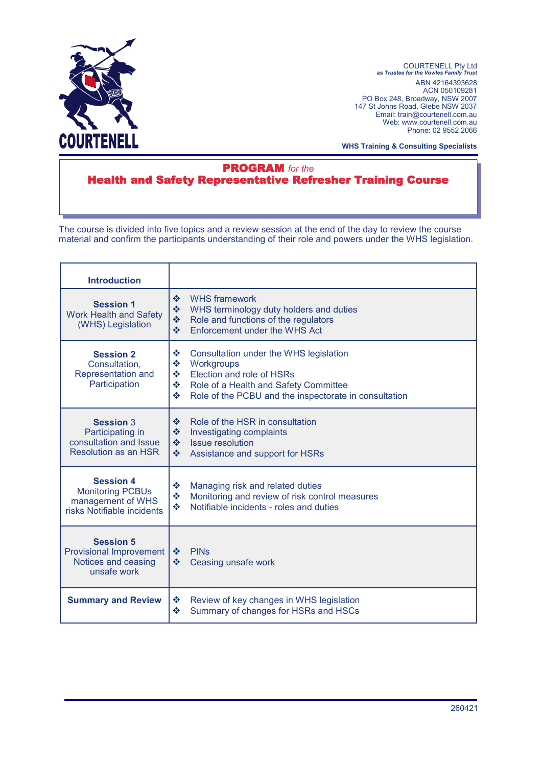COURTENELL

COURTENELL Pty Ltd
*as Trustee for the Vowles Family Trust*
ABN 42164393628
ACN 050109281
PO Box 248, Broadway, NSW 2007
147 St Johns Road, Glebe NSW 2037
Email: train@courtenell.com.au
Web: www.courtenell.com.au
Phone: 02 9552 2066

**WHS Training & Consulting Specialists**

# **PROGRAM** *for the* Health and Safety Representative Refresher Training Course

The course is divided into five topics and a review session at the end of the day to review the course material and confirm the participants understanding of their role and powers under the WHS legislation.

| | |
|---|---|
| **Introduction** | |
| **Session 1** Work Health and Safety (WHS) Legislation | ❖ WHS framework<br>❖ WHS terminology duty holders and duties<br>❖ Role and functions of the regulators<br>❖ Enforcement under the WHS Act |
| **Session 2** Consultation, Representation and Participation | ❖ Consultation under the WHS legislation<br>❖ Workgroups<br>❖ Election and role of HSRs<br>❖ Role of a Health and Safety Committee<br>❖ Role of the PCBU and the inspectorate in consultation |
| **Session** 3 Participating in consultation and Issue Resolution as an HSR | ❖ Role of the HSR in consultation<br>❖ Investigating complaints<br>❖ Issue resolution<br>❖ Assistance and support for HSRs |
| **Session 4** Monitoring PCBUs management of WHS risks Notifiable incidents | ❖ Managing risk and related duties<br>❖ Monitoring and review of risk control measures<br>❖ Notifiable incidents - roles and duties |
| **Session 5** Provisional Improvement Notices and ceasing unsafe work | ❖ PINs<br>❖ Ceasing unsafe work |
| **Summary and Review** | ❖ Review of key changes in WHS legislation<br>❖ Summary of changes for HSRs and HSCs |

260421